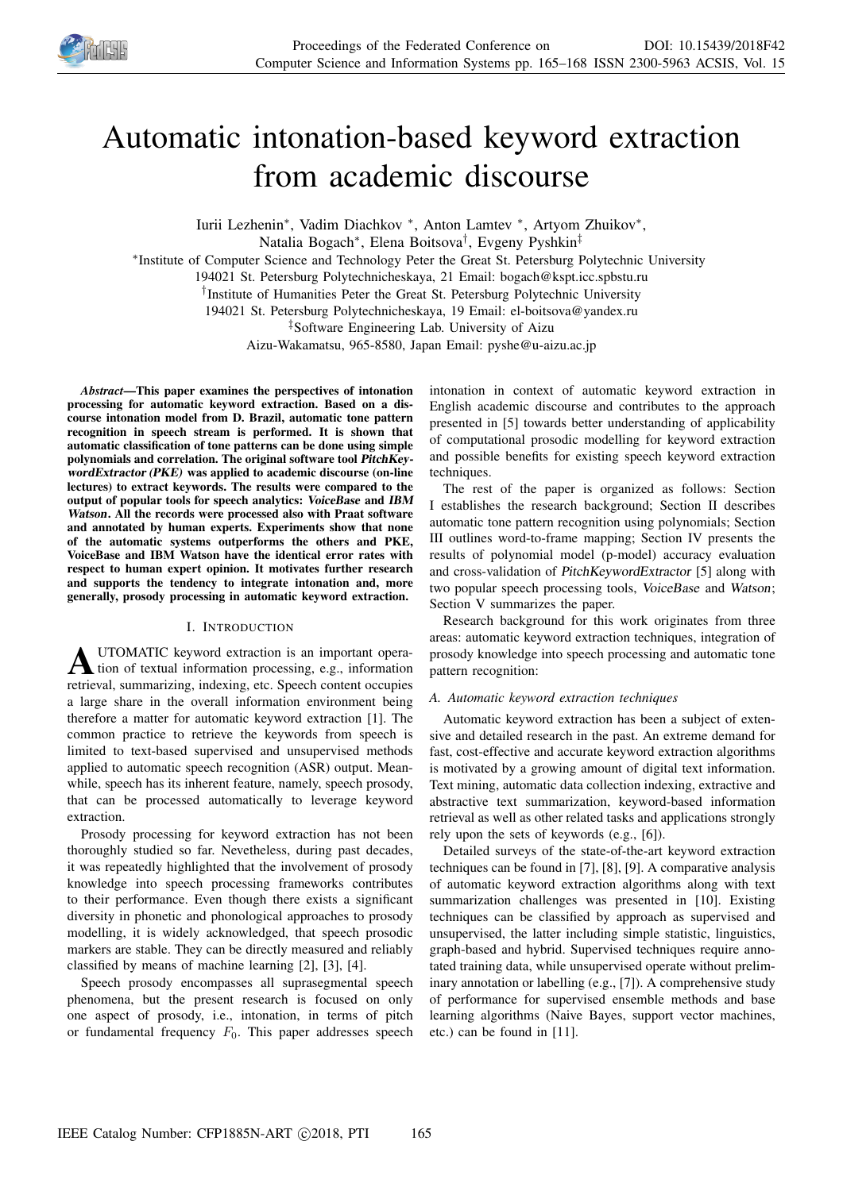# Automatic intonation-based keyword extraction from academic discourse

Iurii Lezhenin*, Vadim Diachkov *, Anton Lamtev *, Artyom Zhuikov*,
Natalia Bogach*, Elena Boitsova†, Evgeny Pyshkin‡

*Institute of Computer Science and Technology Peter the Great St. Petersburg Polytechnic University
194021 St. Petersburg Polytechnicheskaya, 21 Email: bogach@kspt.icc.spbstu.ru

†Institute of Humanities Peter the Great St. Petersburg Polytechnic University
194021 St. Petersburg Polytechnicheskaya, 19 Email: el-boitsova@yandex.ru

‡Software Engineering Lab. University of Aizu
Aizu-Wakamatsu, 965-8580, Japan Email: pyshe@u-aizu.ac.jp

***Abstract*—This paper examines the perspectives of intonation processing for automatic keyword extraction. Based on a discourse intonation model from D. Brazil, automatic tone pattern recognition in speech stream is performed. It is shown that automatic classification of tone patterns can be done using simple polynomials and correlation. The original software tool *PitchKeywordExtractor (PKE)* was applied to academic discourse (on-line lectures) to extract keywords. The results were compared to the output of popular tools for speech analytics: *VoiceBase* and *IBM Watson*. All the records were processed also with Praat software and annotated by human experts. Experiments show that none of the automatic systems outperforms the others and PKE, VoiceBase and IBM Watson have the identical error rates with respect to human expert opinion. It motivates further research and supports the tendency to integrate intonation and, more generally, prosody processing in automatic keyword extraction.**

## I. Introduction

Automatic keyword extraction is an important operation of textual information processing, e.g., information retrieval, summarizing, indexing, etc. Speech content occupies a large share in the overall information environment being therefore a matter for automatic keyword extraction [1]. The common practice to retrieve the keywords from speech is limited to text-based supervised and unsupervised methods applied to automatic speech recognition (ASR) output. Meanwhile, speech has its inherent feature, namely, speech prosody, that can be processed automatically to leverage keyword extraction.

Prosody processing for keyword extraction has not been thoroughly studied so far. Nevetheless, during past decades, it was repeatedly highlighted that the involvement of prosody knowledge into speech processing frameworks contributes to their performance. Even though there exists a significant diversity in phonetic and phonological approaches to prosody modelling, it is widely acknowledged, that speech prosodic markers are stable. They can be directly measured and reliably classified by means of machine learning [2], [3], [4].

Speech prosody encompasses all suprasegmental speech phenomena, but the present research is focused on only one aspect of prosody, i.e., intonation, in terms of pitch or fundamental frequency $F_0$. This paper addresses speech intonation in context of automatic keyword extraction in English academic discourse and contributes to the approach presented in [5] towards better understanding of applicability of computational prosodic modelling for keyword extraction and possible benefits for existing speech keyword extraction techniques.

The rest of the paper is organized as follows: Section I establishes the research background; Section II describes automatic tone pattern recognition using polynomials; Section III outlines word-to-frame mapping; Section IV presents the results of polynomial model (p-model) accuracy evaluation and cross-validation of *PitchKeywordExtractor* [5] along with two popular speech processing tools, *VoiceBase* and *Watson*; Section V summarizes the paper.

Research background for this work originates from three areas: automatic keyword extraction techniques, integration of prosody knowledge into speech processing and automatic tone pattern recognition:

### *A. Automatic keyword extraction techniques*

Automatic keyword extraction has been a subject of extensive and detailed research in the past. An extreme demand for fast, cost-effective and accurate keyword extraction algorithms is motivated by a growing amount of digital text information. Text mining, automatic data collection indexing, extractive and abstractive text summarization, keyword-based information retrieval as well as other related tasks and applications strongly rely upon the sets of keywords (e.g., [6]).

Detailed surveys of the state-of-the-art keyword extraction techniques can be found in [7], [8], [9]. A comparative analysis of automatic keyword extraction algorithms along with text summarization challenges was presented in [10]. Existing techniques can be classified by approach as supervised and unsupervised, the latter including simple statistic, linguistics, graph-based and hybrid. Supervised techniques require annotated training data, while unsupervised operate without preliminary annotation or labelling (e.g., [7]). A comprehensive study of performance for supervised ensemble methods and base learning algorithms (Naive Bayes, support vector machines, etc.) can be found in [11].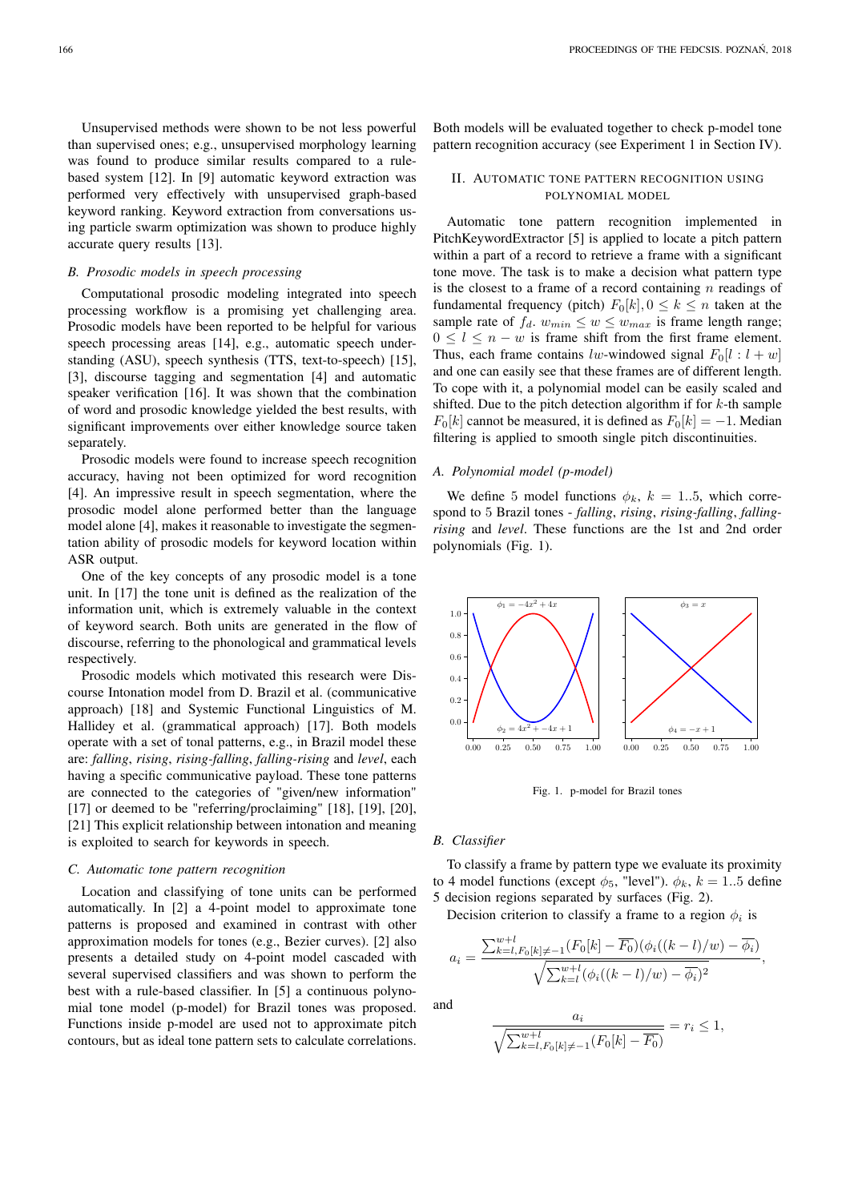Unsupervised methods were shown to be not less powerful than supervised ones; e.g., unsupervised morphology learning was found to produce similar results compared to a rule-based system [12]. In [9] automatic keyword extraction was performed very effectively with unsupervised graph-based keyword ranking. Keyword extraction from conversations using particle swarm optimization was shown to produce highly accurate query results [13].

### B. Prosodic models in speech processing

Computational prosodic modeling integrated into speech processing workflow is a promising yet challenging area. Prosodic models have been reported to be helpful for various speech processing areas [14], e.g., automatic speech understanding (ASU), speech synthesis (TTS, text-to-speech) [15], [3], discourse tagging and segmentation [4] and automatic speaker verification [16]. It was shown that the combination of word and prosodic knowledge yielded the best results, with significant improvements over either knowledge source taken separately.

Prosodic models were found to increase speech recognition accuracy, having not been optimized for word recognition [4]. An impressive result in speech segmentation, where the prosodic model alone performed better than the language model alone [4], makes it reasonable to investigate the segmentation ability of prosodic models for keyword location within ASR output.

One of the key concepts of any prosodic model is a tone unit. In [17] the tone unit is defined as the realization of the information unit, which is extremely valuable in the context of keyword search. Both units are generated in the flow of discourse, referring to the phonological and grammatical levels respectively.

Prosodic models which motivated this research were Discourse Intonation model from D. Brazil et al. (communicative approach) [18] and Systemic Functional Linguistics of M. Hallidey et al. (grammatical approach) [17]. Both models operate with a set of tonal patterns, e.g., in Brazil model these are: *falling*, *rising*, *rising-falling*, *falling-rising* and *level*, each having a specific communicative payload. These tone patterns are connected to the categories of "given/new information" [17] or deemed to be "referring/proclaiming" [18], [19], [20], [21] This explicit relationship between intonation and meaning is exploited to search for keywords in speech.

### C. Automatic tone pattern recognition

Location and classifying of tone units can be performed automatically. In [2] a 4-point model to approximate tone patterns is proposed and examined in contrast with other approximation models for tones (e.g., Bezier curves). [2] also presents a detailed study on 4-point model cascaded with several supervised classifiers and was shown to perform the best with a rule-based classifier. In [5] a continuous polynomial tone model (p-model) for Brazil tones was proposed. Functions inside p-model are used not to approximate pitch contours, but as ideal tone pattern sets to calculate correlations. Both models will be evaluated together to check p-model tone pattern recognition accuracy (see Experiment 1 in Section IV).

## II. Automatic Tone Pattern Recognition Using Polynomial Model

Automatic tone pattern recognition implemented in PitchKeywordExtractor [5] is applied to locate a pitch pattern within a part of a record to retrieve a frame with a significant tone move. The task is to make a decision what pattern type is the closest to a frame of a record containing $n$ readings of fundamental frequency (pitch) $F_0[k], 0 \leq k \leq n$ taken at the sample rate of $f_d$. $w_{min} \leq w \leq w_{max}$ is frame length range; $0 \leq l \leq n - w$ is frame shift from the first frame element. Thus, each frame contains $lw$-windowed signal $F_0[l : l + w]$ and one can easily see that these frames are of different length. To cope with it, a polynomial model can be easily scaled and shifted. Due to the pitch detection algorithm if for $k$-th sample $F_0[k]$ cannot be measured, it is defined as $F_0[k] = -1$. Median filtering is applied to smooth single pitch discontinuities.

### A. Polynomial model (p-model)

We define 5 model functions $\phi_k$, $k = 1..5$, which correspond to 5 Brazil tones - *falling*, *rising*, *rising-falling*, *falling-rising* and *level*. These functions are the 1st and 2nd order polynomials (Fig. 1).

Fig. 1. p-model for Brazil tones

### B. Classifier

To classify a frame by pattern type we evaluate its proximity to 4 model functions (except $\phi_5$, "level"). $\phi_k$, $k = 1..5$ define 5 decision regions separated by surfaces (Fig. 2).

Decision criterion to classify a frame to a region $\phi_i$ is

$$a_i = \frac{\sum_{k=l, F_0[k] \neq -1}^{w+l} (F_0[k] - \overline{F_0})(\phi_i((k-l)/w) - \overline{\phi_i})}{\sqrt{\sum_{k=l}^{w+l} (\phi_i((k-l)/w) - \overline{\phi_i})^2}},$$

and

$$\frac{a_i}{\sqrt{\sum_{k=l, F_0[k] \neq -1}^{w+l} (F_0[k] - \overline{F_0})}} = r_i \leq 1,$$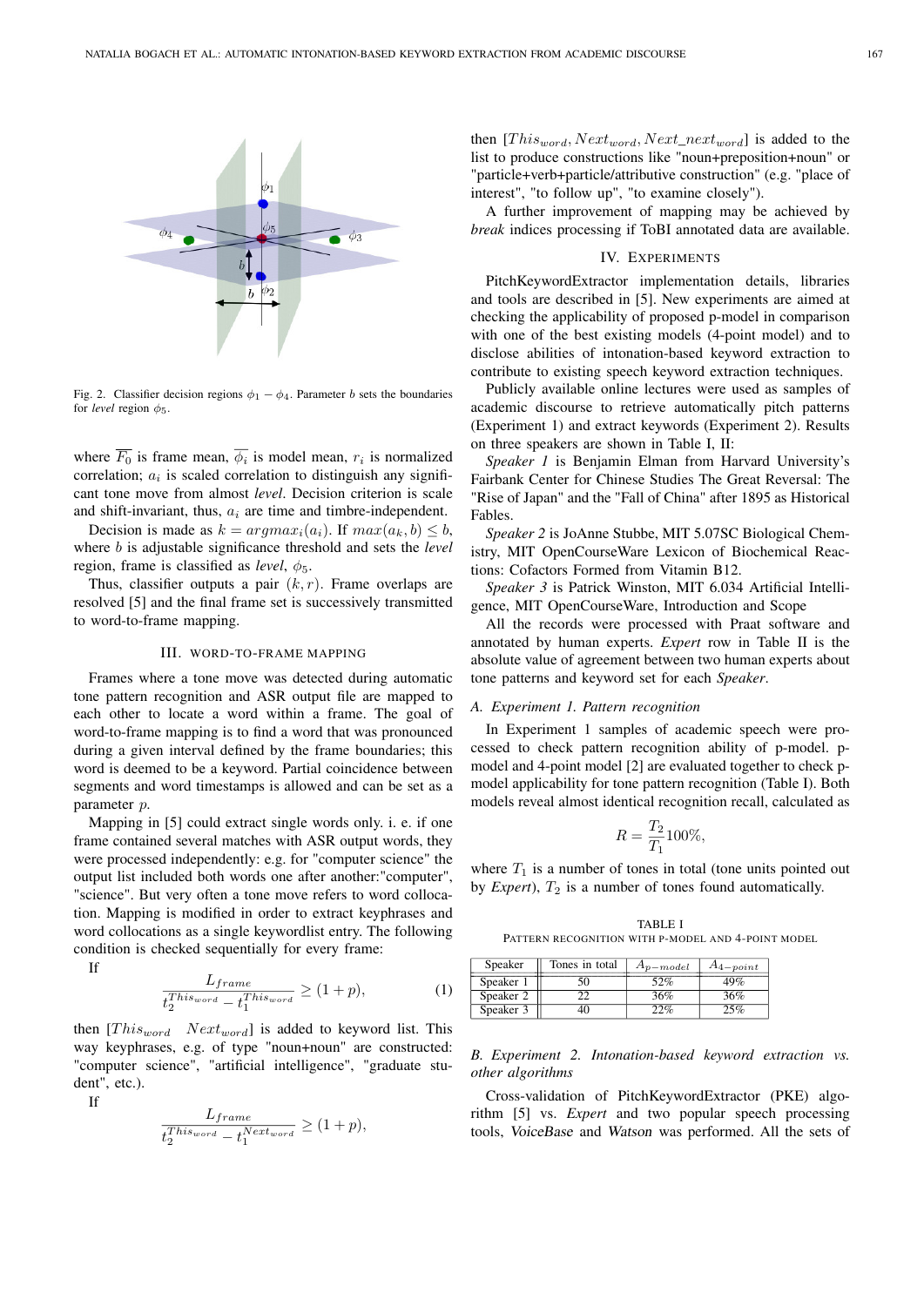Fig. 2. Classifier decision regions $\phi_1 - \phi_4$. Parameter $b$ sets the boundaries for *level* region $\phi_5$.

where $\overline{F_0}$ is frame mean, $\overline{\phi_i}$ is model mean, $r_i$ is normalized correlation; $a_i$ is scaled correlation to distinguish any significant tone move from almost *level*. Decision criterion is scale and shift-invariant, thus, $a_i$ are time and timbre-independent.

Decision is made as $k = argmax_i(a_i)$. If $max(a_k, b) \leq b$, where $b$ is adjustable significance threshold and sets the *level* region, frame is classified as *level*, $\phi_5$.

Thus, classifier outputs a pair $(k, r)$. Frame overlaps are resolved [5] and the final frame set is successively transmitted to word-to-frame mapping.

## III. Word-to-frame mapping

Frames where a tone move was detected during automatic tone pattern recognition and ASR output file are mapped to each other to locate a word within a frame. The goal of word-to-frame mapping is to find a word that was pronounced during a given interval defined by the frame boundaries; this word is deemed to be a keyword. Partial coincidence between segments and word timestamps is allowed and can be set as a parameter $p$.

Mapping in [5] could extract single words only. i. e. if one frame contained several matches with ASR output words, they were processed independently: e.g. for "computer science" the output list included both words one after another:"computer", "science". But very often a tone move refers to word collocation. Mapping is modified in order to extract keyphrases and word collocations as a single keywordlist entry. The following condition is checked sequentially for every frame:

If

$$\frac{L_{frame}}{t_2^{This_{word}} - t_1^{This_{word}}} \geq (1 + p), \tag{1}$$

then $[This_{word} \quad Next_{word}]$ is added to keyword list. This way keyphrases, e.g. of type "noun+noun" are constructed: "computer science", "artificial intelligence", "graduate student", etc.).

If

$$\frac{L_{frame}}{t_2^{This_{word}} - t_1^{Next_{word}}} \geq (1 + p),$$

then $[This_{word}, Next_{word}, Next\_next_{word}]$ is added to the list to produce constructions like "noun+preposition+noun" or "particle+verb+particle/attributive construction" (e.g. "place of interest", "to follow up", "to examine closely").

A further improvement of mapping may be achieved by *break* indices processing if ToBI annotated data are available.

## IV. Experiments

PitchKeywordExtractor implementation details, libraries and tools are described in [5]. New experiments are aimed at checking the applicability of proposed p-model in comparison with one of the best existing models (4-point model) and to disclose abilities of intonation-based keyword extraction to contribute to existing speech keyword extraction techniques.

Publicly available online lectures were used as samples of academic discourse to retrieve automatically pitch patterns (Experiment 1) and extract keywords (Experiment 2). Results on three speakers are shown in Table I, II:

*Speaker 1* is Benjamin Elman from Harvard University's Fairbank Center for Chinese Studies The Great Reversal: The "Rise of Japan" and the "Fall of China" after 1895 as Historical Fables.

*Speaker 2* is JoAnne Stubbe, MIT 5.07SC Biological Chemistry, MIT OpenCourseWare Lexicon of Biochemical Reactions: Cofactors Formed from Vitamin B12.

*Speaker 3* is Patrick Winston, MIT 6.034 Artificial Intelligence, MIT OpenCourseWare, Introduction and Scope

All the records were processed with Praat software and annotated by human experts. *Expert* row in Table II is the absolute value of agreement between two human experts about tone patterns and keyword set for each *Speaker*.

### A. Experiment 1. Pattern recognition

In Experiment 1 samples of academic speech were processed to check pattern recognition ability of p-model. p-model and 4-point model [2] are evaluated together to check p-model applicability for tone pattern recognition (Table I). Both models reveal almost identical recognition recall, calculated as

$$R = \frac{T_2}{T_1} 100\%,$$

where $T_1$ is a number of tones in total (tone units pointed out by *Expert*), $T_2$ is a number of tones found automatically.

TABLE I
Pattern recognition with p-model and 4-point model

| Speaker | Tones in total | $A_{p-model}$ | $A_{4-point}$ |
|---|---|---|---|
| Speaker 1 | 50 | 52% | 49% |
| Speaker 2 | 22 | 36% | 36% |
| Speaker 3 | 40 | 22% | 25% |

### B. Experiment 2. Intonation-based keyword extraction vs. other algorithms

Cross-validation of PitchKeywordExtractor (PKE) algorithm [5] vs. *Expert* and two popular speech processing tools, VoiceBase and Watson was performed. All the sets of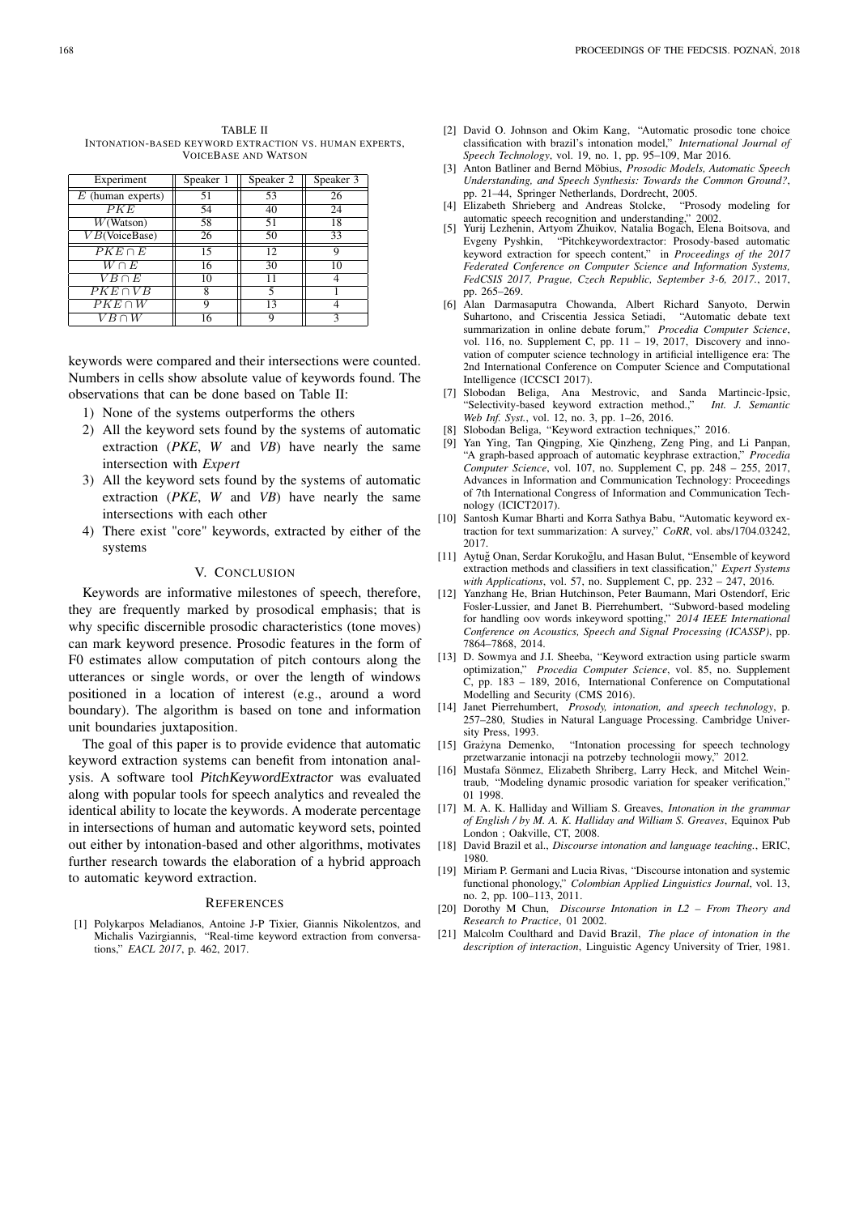TABLE II
INTONATION-BASED KEYWORD EXTRACTION VS. HUMAN EXPERTS, VOICEBASE AND WATSON

| Experiment | Speaker 1 | Speaker 2 | Speaker 3 |
|---|---|---|---|
| $E$ (human experts) | 51 | 53 | 26 |
| $PKE$ | 54 | 40 | 24 |
| $W$(Watson) | 58 | 51 | 18 |
| $VB$(VoiceBase) | 26 | 50 | 33 |
| $PKE \cap E$ | 15 | 12 | 9 |
| $W \cap E$ | 16 | 30 | 10 |
| $VB \cap E$ | 10 | 11 | 4 |
| $PKE \cap VB$ | 8 | 5 | 1 |
| $PKE \cap W$ | 9 | 13 | 4 |
| $VB \cap W$ | 16 | 9 | 3 |

keywords were compared and their intersections were counted. Numbers in cells show absolute value of keywords found. The observations that can be done based on Table II:

1) None of the systems outperforms the others
2) All the keyword sets found by the systems of automatic extraction (*PKE*, *W* and *VB*) have nearly the same intersection with *Expert*
3) All the keyword sets found by the systems of automatic extraction (*PKE*, *W* and *VB*) have nearly the same intersections with each other
4) There exist "core" keywords, extracted by either of the systems

## V. CONCLUSION

Keywords are informative milestones of speech, therefore, they are frequently marked by prosodical emphasis; that is why specific discernible prosodic characteristics (tone moves) can mark keyword presence. Prosodic features in the form of F0 estimates allow computation of pitch contours along the utterances or single words, or over the length of windows positioned in a location of interest (e.g., around a word boundary). The algorithm is based on tone and information unit boundaries juxtaposition.

The goal of this paper is to provide evidence that automatic keyword extraction systems can benefit from intonation analysis. A software tool *PitchKeywordExtractor* was evaluated along with popular tools for speech analytics and revealed the identical ability to locate the keywords. A moderate percentage in intersections of human and automatic keyword sets, pointed out either by intonation-based and other algorithms, motivates further research towards the elaboration of a hybrid approach to automatic keyword extraction.

## REFERENCES

[1] Polykarpos Meladianos, Antoine J-P Tixier, Giannis Nikolentzos, and Michalis Vazirgiannis, "Real-time keyword extraction from conversations," *EACL 2017*, p. 462, 2017.

[2] David O. Johnson and Okim Kang, "Automatic prosodic tone choice classification with brazil's intonation model," *International Journal of Speech Technology*, vol. 19, no. 1, pp. 95–109, Mar 2016.

[3] Anton Batliner and Bernd Möbius, *Prosodic Models, Automatic Speech Understanding, and Speech Synthesis: Towards the Common Ground?*, pp. 21–44, Springer Netherlands, Dordrecht, 2005.

[4] Elizabeth Shrieberg and Andreas Stolcke, "Prosody modeling for automatic speech recognition and understanding," 2002.

[5] Yurij Lezhenin, Artyom Zhuikov, Natalia Bogach, Elena Boitsova, and Evgeny Pyshkin, "Pitchkeywordextractor: Prosody-based automatic keyword extraction for speech content," in *Proceedings of the 2017 Federated Conference on Computer Science and Information Systems, FedCSIS 2017, Prague, Czech Republic, September 3-6, 2017.*, 2017, pp. 265–269.

[6] Alan Darmasaputra Chowanda, Albert Richard Sanyoto, Derwin Suhartono, and Criscentia Jessica Setiadi, "Automatic debate text summarization in online debate forum," *Procedia Computer Science*, vol. 116, no. Supplement C, pp. 11 – 19, 2017, Discovery and innovation of computer science technology in artificial intelligence era: The 2nd International Conference on Computer Science and Computational Intelligence (ICCSCI 2017).

[7] Slobodan Beliga, Ana Mestrovic, and Sanda Martincic-Ipsic, "Selectivity-based keyword extraction method.," *Int. J. Semantic Web Inf. Syst.*, vol. 12, no. 3, pp. 1–26, 2016.

[8] Slobodan Beliga, "Keyword extraction techniques," 2016.

[9] Yan Ying, Tan Qingping, Xie Qinzheng, Zeng Ping, and Li Panpan, "A graph-based approach of automatic keyphrase extraction," *Procedia Computer Science*, vol. 107, no. Supplement C, pp. 248 – 255, 2017, Advances in Information and Communication Technology: Proceedings of 7th International Congress of Information and Communication Technology (ICICT2017).

[10] Santosh Kumar Bharti and Korra Sathya Babu, "Automatic keyword extraction for text summarization: A survey," *CoRR*, vol. abs/1704.03242, 2017.

[11] Aytuğ Onan, Serdar Korukoğlu, and Hasan Bulut, "Ensemble of keyword extraction methods and classifiers in text classification," *Expert Systems with Applications*, vol. 57, no. Supplement C, pp. 232 – 247, 2016.

[12] Yanzhang He, Brian Hutchinson, Peter Baumann, Mari Ostendorf, Eric Fosler-Lussier, and Janet B. Pierrehumbert, "Subword-based modeling for handling oov words inkeyword spotting," *2014 IEEE International Conference on Acoustics, Speech and Signal Processing (ICASSP)*, pp. 7864–7868, 2014.

[13] D. Sowmya and J.I. Sheeba, "Keyword extraction using particle swarm optimization," *Procedia Computer Science*, vol. 85, no. Supplement C, pp. 183 – 189, 2016, International Conference on Computational Modelling and Security (CMS 2016).

[14] Janet Pierrehumbert, *Prosody, intonation, and speech technology*, p. 257–280, Studies in Natural Language Processing. Cambridge University Press, 1993.

[15] Grażyna Demenko, "Intonation processing for speech technology przetwarzanie intonacji na potrzeby technologii mowy," 2012.

[16] Mustafa Sönmez, Elizabeth Shriberg, Larry Heck, and Mitchel Weintraub, "Modeling dynamic prosodic variation for speaker verification," 01 1998.

[17] M. A. K. Halliday and William S. Greaves, *Intonation in the grammar of English / by M. A. K. Halliday and William S. Greaves*, Equinox Pub London ; Oakville, CT, 2008.

[18] David Brazil et al., *Discourse intonation and language teaching.*, ERIC, 1980.

[19] Miriam P. Germani and Lucia Rivas, "Discourse intonation and systemic functional phonology," *Colombian Applied Linguistics Journal*, vol. 13, no. 2, pp. 100–113, 2011.

[20] Dorothy M Chun, *Discourse Intonation in L2 – From Theory and Research to Practice*, 01 2002.

[21] Malcolm Coulthard and David Brazil, *The place of intonation in the description of interaction*, Linguistic Agency University of Trier, 1981.